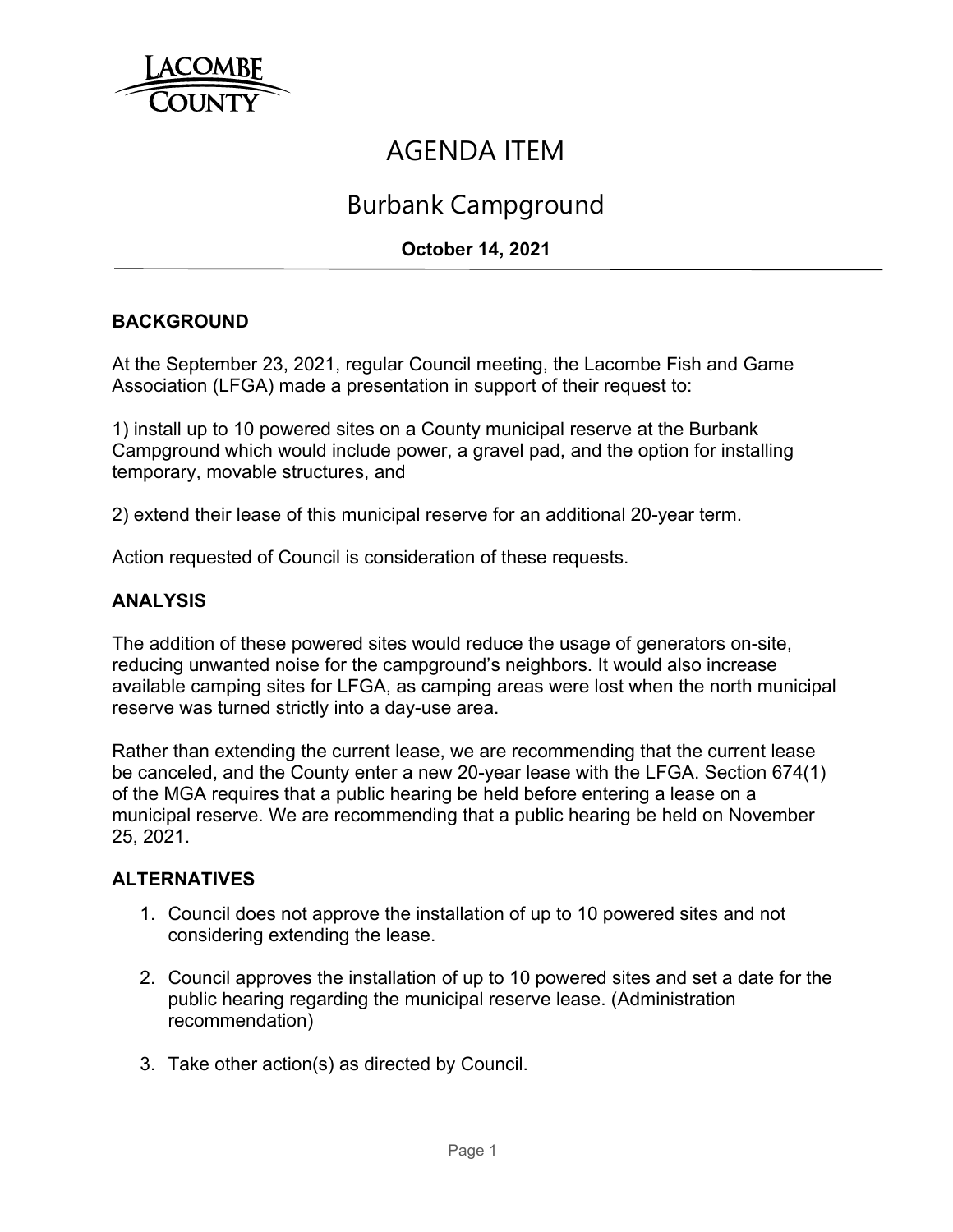# AGENDA ITEM

## Burbank Campground

**October 14, 2021**

### BACKGROUND

At the September 23, 2021, regular Council meeting, the Lacombe Fish and Game Association (LFGA) made a presentation in support of their request to:

1) install up to 10 powered sites on a County municipal reserve at the Burbank Campground which would include power, a gravel pad, and the option for installing temporary, movable structures, and

2) extend their lease of this municipal reserve for an additional 20-year term.

Action requested of Council is consideration of these requests.

### ANALYSIS

The addition of these powered sites would reduce the usage of generators on-site, reducing unwanted noise for the campground's neighbors. It would also increase available camping sites for LFGA, as camping areas were lost when the north municipal reserve was turned strictly into a day-use area.

Rather than extending the current lease, we are recommending that the current lease be canceled, and the County enter a new 20-year lease with the LFGA. Section 674(1) of the MGA requires that a public hearing be held before entering a lease on a municipal reserve. We are recommending that a public hearing be held on November 25, 2021.

### ALTERNATIVES

1. Council does not approve the installation of up to 10 powered sites and not considering extending the lease.

2. Council approves the installation of up to 10 powered sites and set a date for the public hearing regarding the municipal reserve lease. (Administration recommendation)

3. Take other action(s) as directed by Council.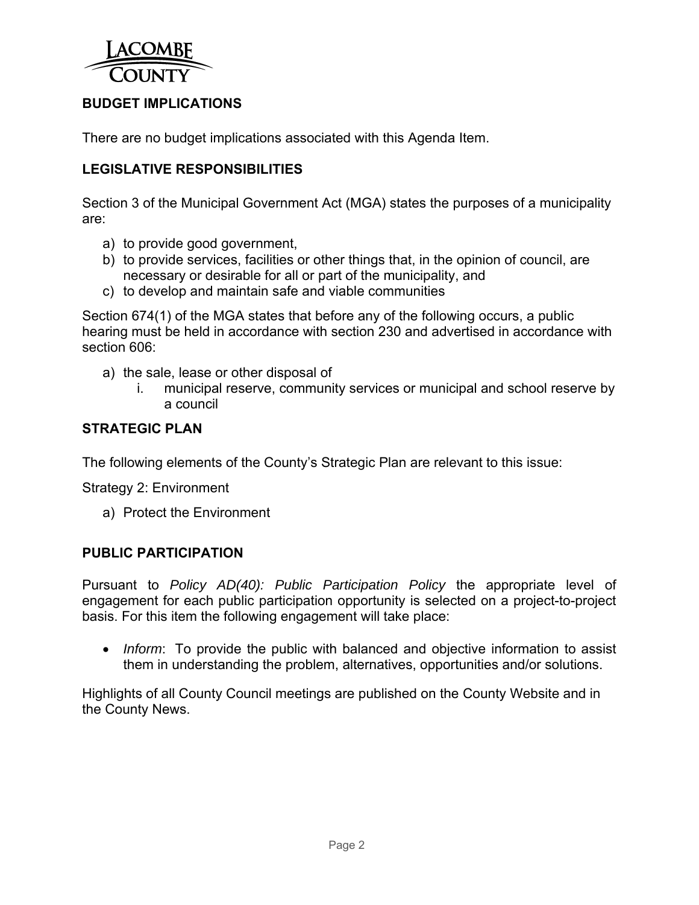## BUDGET IMPLICATIONS

There are no budget implications associated with this Agenda Item.

## LEGISLATIVE RESPONSIBILITIES

Section 3 of the Municipal Government Act (MGA) states the purposes of a municipality are:

a) to provide good government,
b) to provide services, facilities or other things that, in the opinion of council, are necessary or desirable for all or part of the municipality, and
c) to develop and maintain safe and viable communities

Section 674(1) of the MGA states that before any of the following occurs, a public hearing must be held in accordance with section 230 and advertised in accordance with section 606:

a) the sale, lease or other disposal of
   i. municipal reserve, community services or municipal and school reserve by a council

## STRATEGIC PLAN

The following elements of the County's Strategic Plan are relevant to this issue:

Strategy 2: Environment

a) Protect the Environment

## PUBLIC PARTICIPATION

Pursuant to *Policy AD(40): Public Participation Policy* the appropriate level of engagement for each public participation opportunity is selected on a project-to-project basis. For this item the following engagement will take place:

- *Inform*: To provide the public with balanced and objective information to assist them in understanding the problem, alternatives, opportunities and/or solutions.

Highlights of all County Council meetings are published on the County Website and in the County News.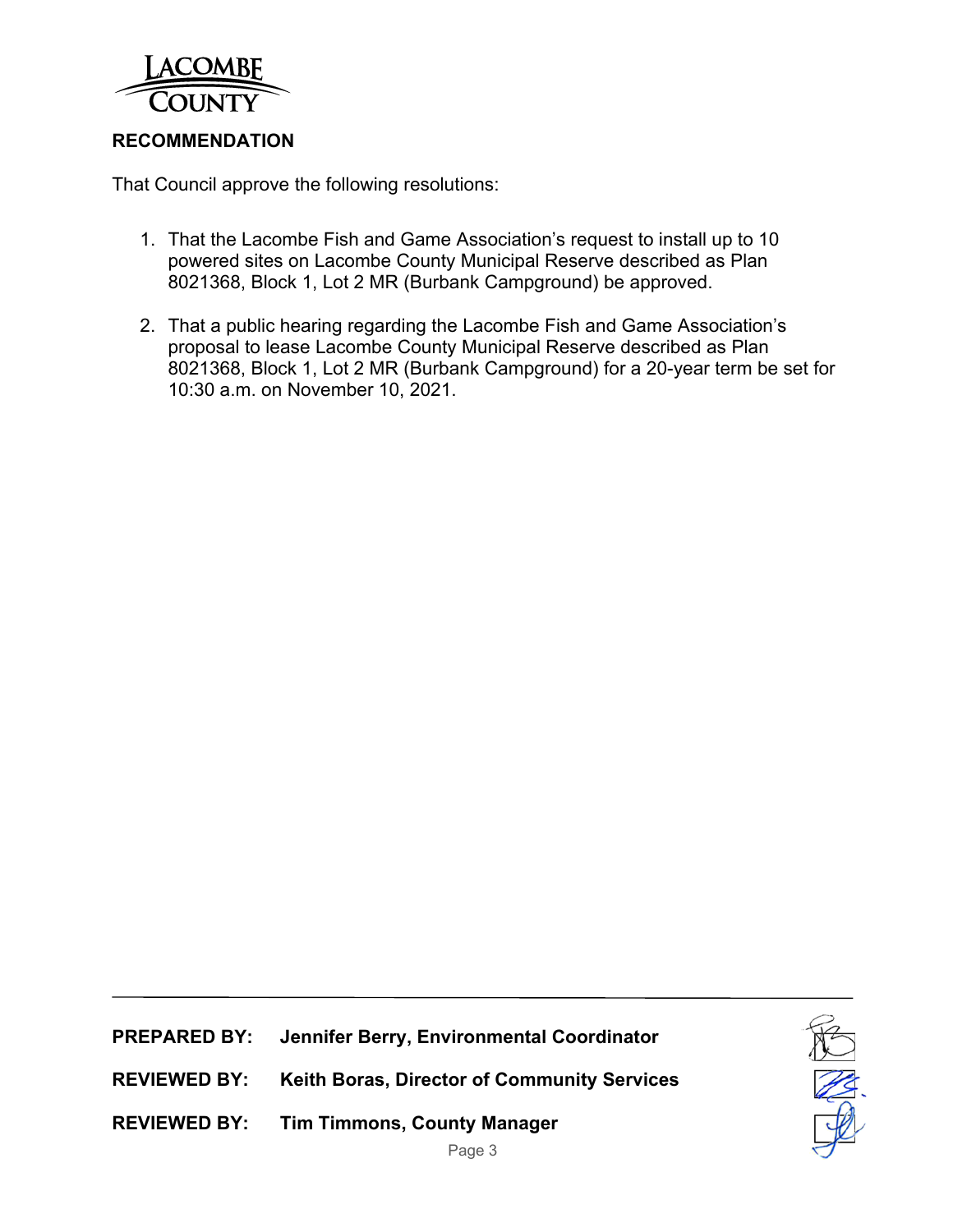## RECOMMENDATION

That Council approve the following resolutions:

1. That the Lacombe Fish and Game Association's request to install up to 10 powered sites on Lacombe County Municipal Reserve described as Plan 8021368, Block 1, Lot 2 MR (Burbank Campground) be approved.

2. That a public hearing regarding the Lacombe Fish and Game Association's proposal to lease Lacombe County Municipal Reserve described as Plan 8021368, Block 1, Lot 2 MR (Burbank Campground) for a 20-year term be set for 10:30 a.m. on November 10, 2021.

---

**PREPARED BY:** **Jennifer Berry, Environmental Coordinator**

**REVIEWED BY:** **Keith Boras, Director of Community Services**

**REVIEWED BY:** **Tim Timmons, County Manager**